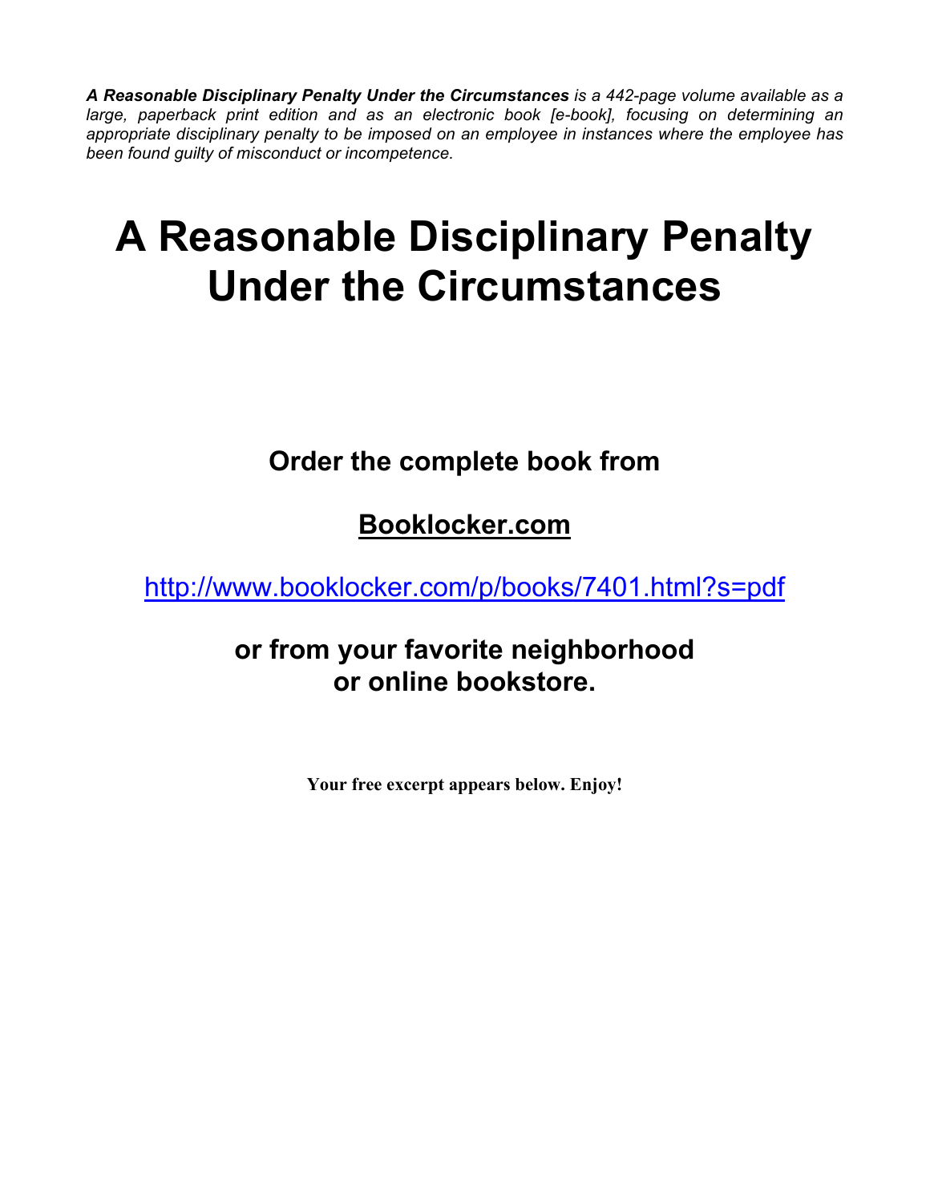***A Reasonable Disciplinary Penalty Under the Circumstances*** *is a 442-page volume available as a large, paperback print edition and as an electronic book [e-book], focusing on determining an appropriate disciplinary penalty to be imposed on an employee in instances where the employee has been found guilty of misconduct or incompetence.*

# A Reasonable Disciplinary Penalty Under the Circumstances

## Order the complete book from

## Booklocker.com

## http://www.booklocker.com/p/books/7401.html?s=pdf

## or from your favorite neighborhood or online bookstore.

**Your free excerpt appears below. Enjoy!**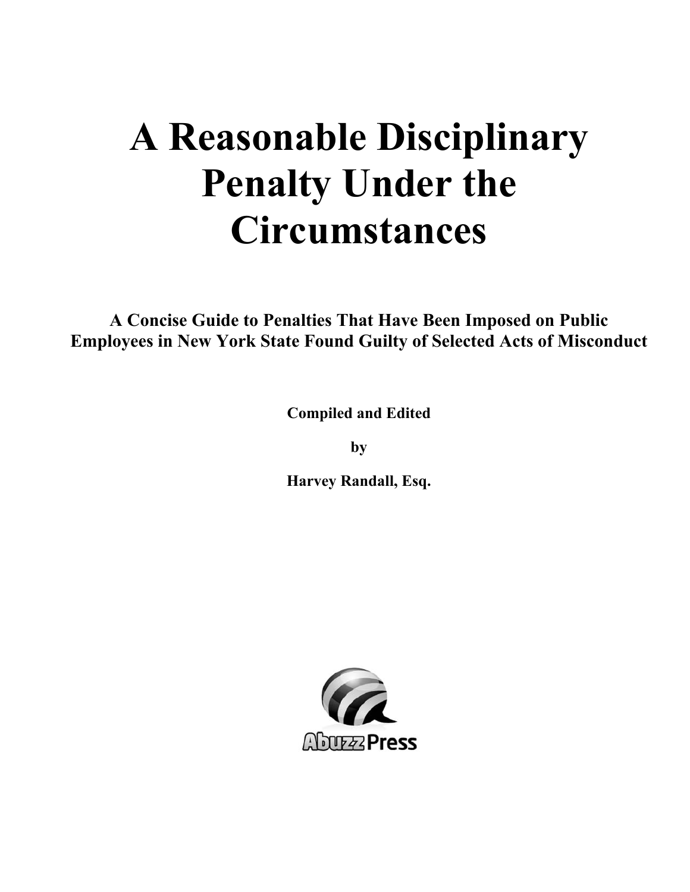# A Reasonable Disciplinary Penalty Under the Circumstances

**A Concise Guide to Penalties That Have Been Imposed on Public Employees in New York State Found Guilty of Selected Acts of Misconduct**

**Compiled and Edited**

**by**

**Harvey Randall, Esq.**

Abuzz Press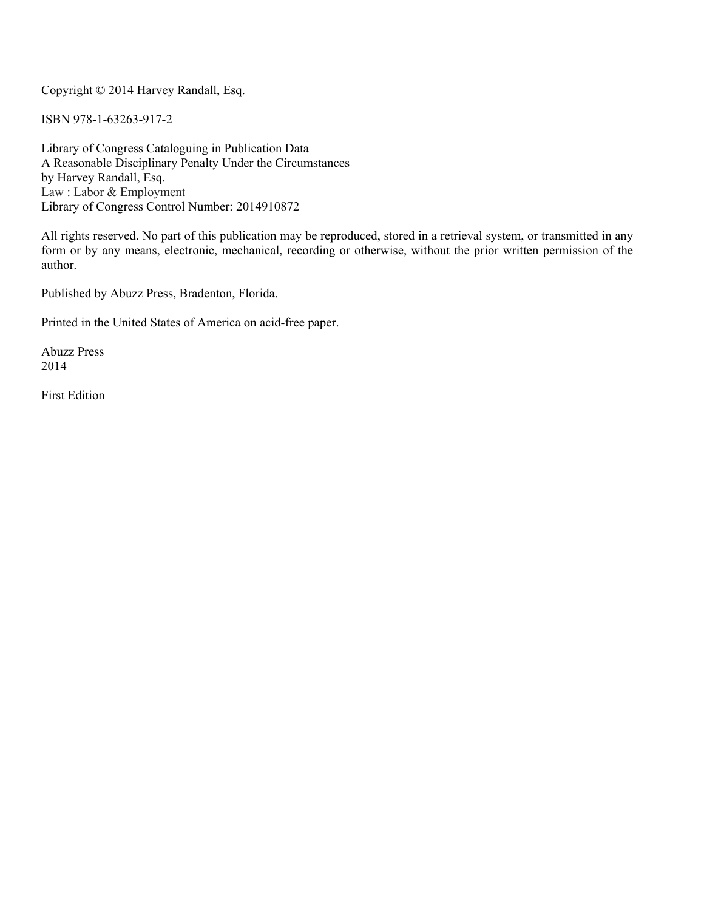Copyright © 2014 Harvey Randall, Esq.

ISBN 978-1-63263-917-2

Library of Congress Cataloguing in Publication Data
A Reasonable Disciplinary Penalty Under the Circumstances
by Harvey Randall, Esq.
Law : Labor & Employment
Library of Congress Control Number: 2014910872

All rights reserved. No part of this publication may be reproduced, stored in a retrieval system, or transmitted in any form or by any means, electronic, mechanical, recording or otherwise, without the prior written permission of the author.

Published by Abuzz Press, Bradenton, Florida.

Printed in the United States of America on acid-free paper.

Abuzz Press
2014

First Edition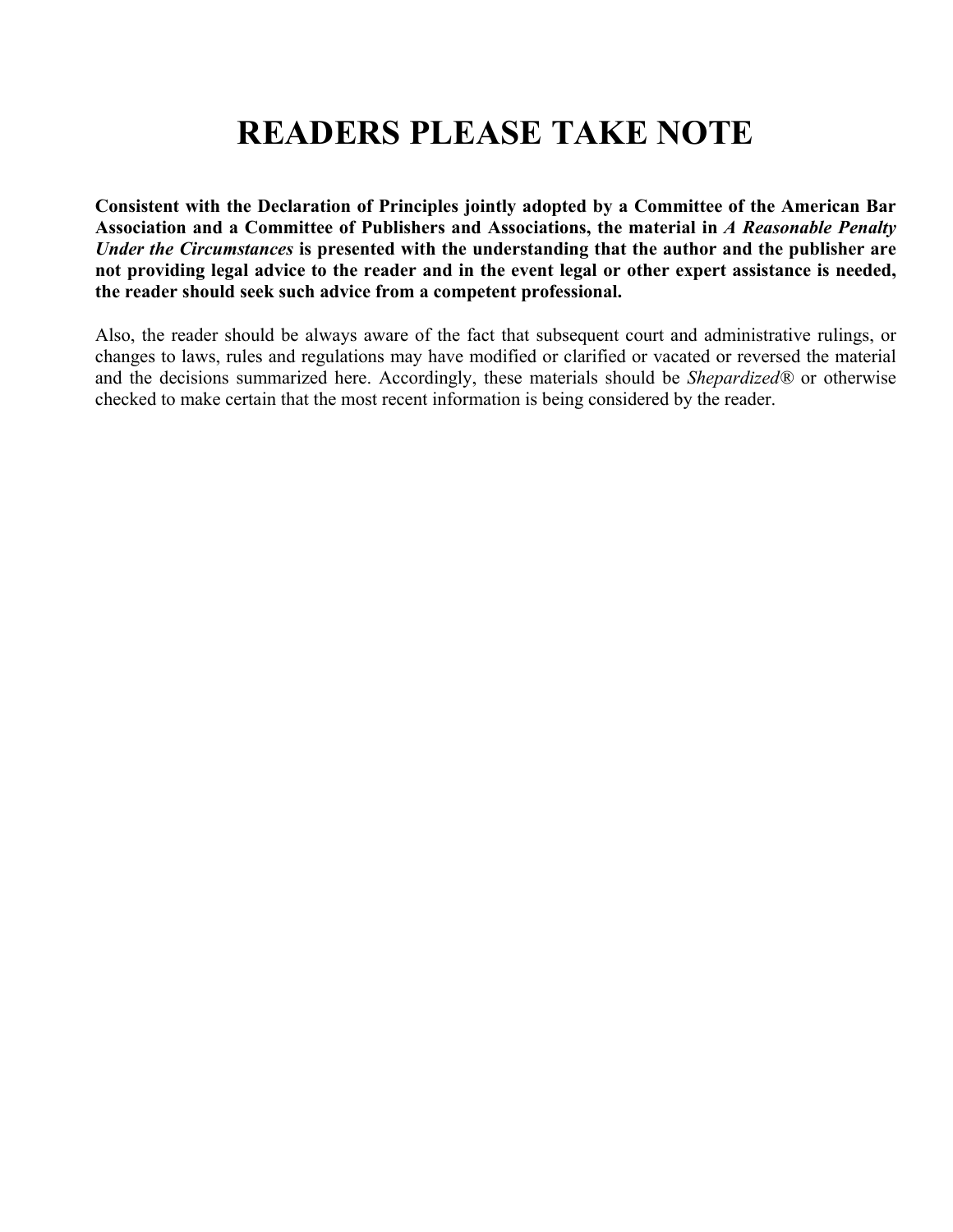# READERS PLEASE TAKE NOTE

**Consistent with the Declaration of Principles jointly adopted by a Committee of the American Bar Association and a Committee of Publishers and Associations, the material in *A Reasonable Penalty Under the Circumstances* is presented with the understanding that the author and the publisher are not providing legal advice to the reader and in the event legal or other expert assistance is needed, the reader should seek such advice from a competent professional.**

Also, the reader should be always aware of the fact that subsequent court and administrative rulings, or changes to laws, rules and regulations may have modified or clarified or vacated or reversed the material and the decisions summarized here. Accordingly, these materials should be *Shepardized*® or otherwise checked to make certain that the most recent information is being considered by the reader.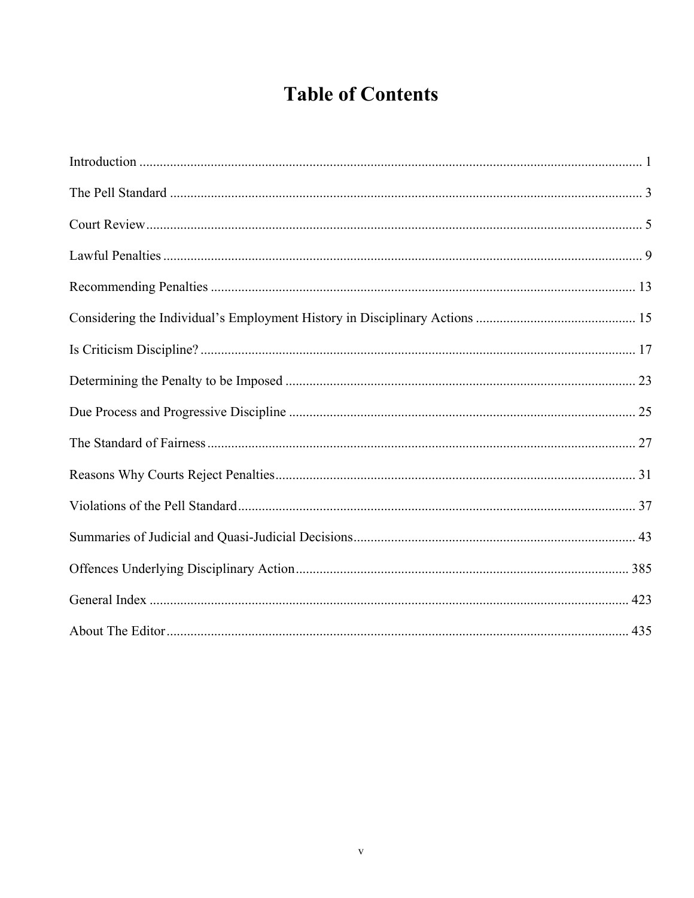# Table of Contents

Introduction ........................................................................ 1

The Pell Standard ........................................................................ 3

Court Review ........................................................................ 5

Lawful Penalties ........................................................................ 9

Recommending Penalties ........................................................................ 13

Considering the Individual's Employment History in Disciplinary Actions ........................................ 15

Is Criticism Discipline? ........................................................................ 17

Determining the Penalty to be Imposed ........................................................................ 23

Due Process and Progressive Discipline ........................................................................ 25

The Standard of Fairness ........................................................................ 27

Reasons Why Courts Reject Penalties ........................................................................ 31

Violations of the Pell Standard ........................................................................ 37

Summaries of Judicial and Quasi-Judicial Decisions ........................................................................ 43

Offences Underlying Disciplinary Action ........................................................................ 385

General Index ........................................................................ 423

About The Editor ........................................................................ 435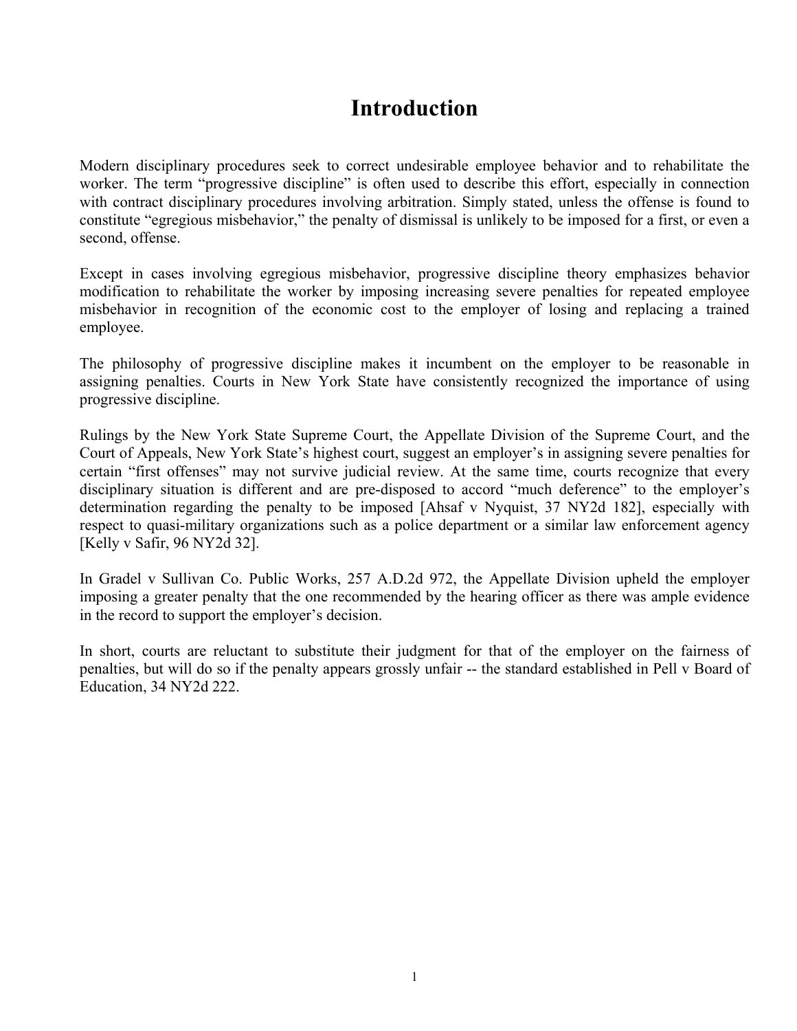# Introduction

Modern disciplinary procedures seek to correct undesirable employee behavior and to rehabilitate the worker. The term "progressive discipline" is often used to describe this effort, especially in connection with contract disciplinary procedures involving arbitration. Simply stated, unless the offense is found to constitute "egregious misbehavior," the penalty of dismissal is unlikely to be imposed for a first, or even a second, offense.

Except in cases involving egregious misbehavior, progressive discipline theory emphasizes behavior modification to rehabilitate the worker by imposing increasing severe penalties for repeated employee misbehavior in recognition of the economic cost to the employer of losing and replacing a trained employee.

The philosophy of progressive discipline makes it incumbent on the employer to be reasonable in assigning penalties. Courts in New York State have consistently recognized the importance of using progressive discipline.

Rulings by the New York State Supreme Court, the Appellate Division of the Supreme Court, and the Court of Appeals, New York State's highest court, suggest an employer's in assigning severe penalties for certain "first offenses" may not survive judicial review. At the same time, courts recognize that every disciplinary situation is different and are pre-disposed to accord "much deference" to the employer's determination regarding the penalty to be imposed [Ahsaf v Nyquist, 37 NY2d 182], especially with respect to quasi-military organizations such as a police department or a similar law enforcement agency [Kelly v Safir, 96 NY2d 32].

In Gradel v Sullivan Co. Public Works, 257 A.D.2d 972, the Appellate Division upheld the employer imposing a greater penalty that the one recommended by the hearing officer as there was ample evidence in the record to support the employer's decision.

In short, courts are reluctant to substitute their judgment for that of the employer on the fairness of penalties, but will do so if the penalty appears grossly unfair -- the standard established in Pell v Board of Education, 34 NY2d 222.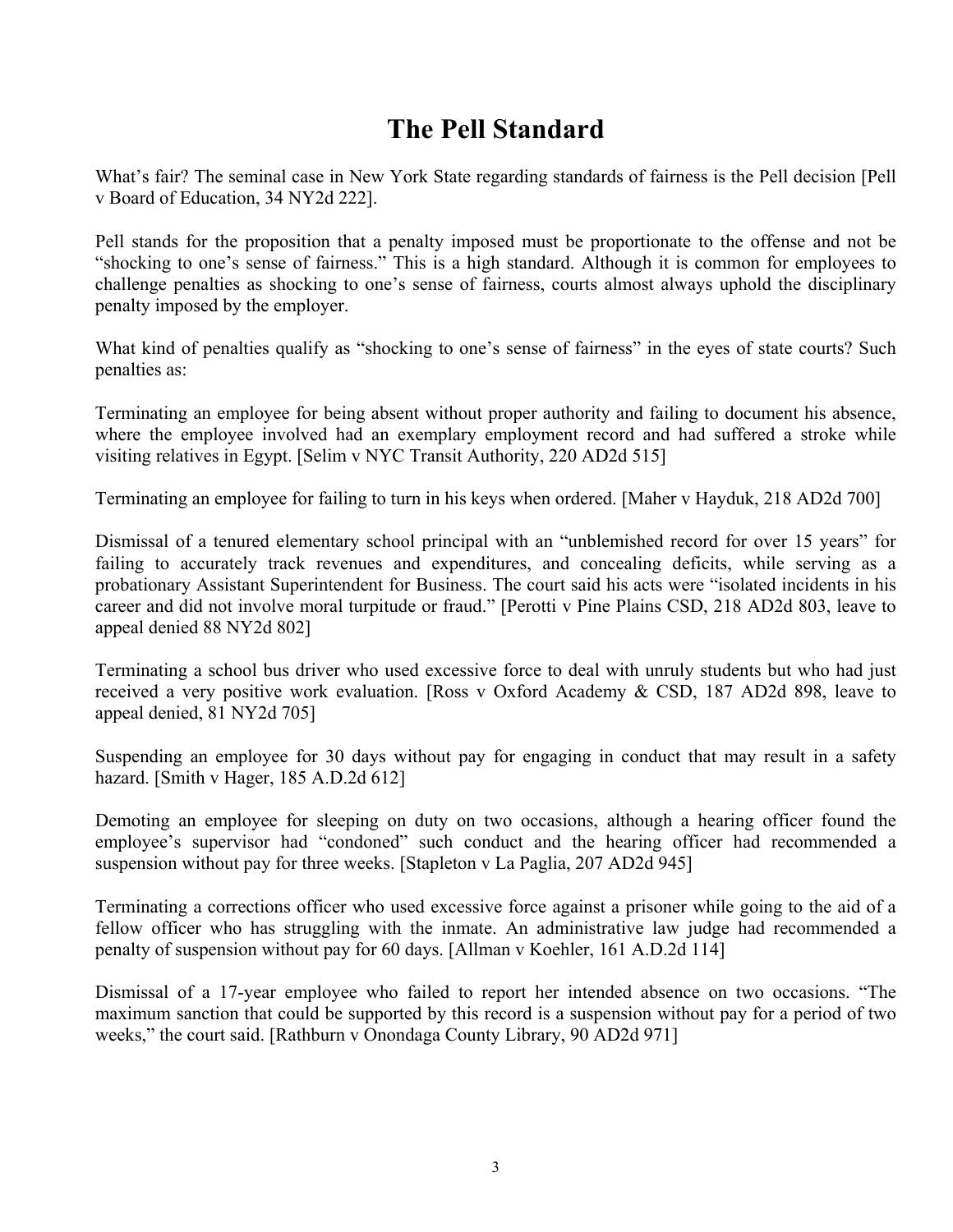# The Pell Standard

What's fair? The seminal case in New York State regarding standards of fairness is the Pell decision [Pell v Board of Education, 34 NY2d 222].

Pell stands for the proposition that a penalty imposed must be proportionate to the offense and not be "shocking to one's sense of fairness." This is a high standard. Although it is common for employees to challenge penalties as shocking to one's sense of fairness, courts almost always uphold the disciplinary penalty imposed by the employer.

What kind of penalties qualify as "shocking to one's sense of fairness" in the eyes of state courts? Such penalties as:

Terminating an employee for being absent without proper authority and failing to document his absence, where the employee involved had an exemplary employment record and had suffered a stroke while visiting relatives in Egypt. [Selim v NYC Transit Authority, 220 AD2d 515]

Terminating an employee for failing to turn in his keys when ordered. [Maher v Hayduk, 218 AD2d 700]

Dismissal of a tenured elementary school principal with an "unblemished record for over 15 years" for failing to accurately track revenues and expenditures, and concealing deficits, while serving as a probationary Assistant Superintendent for Business. The court said his acts were "isolated incidents in his career and did not involve moral turpitude or fraud." [Perotti v Pine Plains CSD, 218 AD2d 803, leave to appeal denied 88 NY2d 802]

Terminating a school bus driver who used excessive force to deal with unruly students but who had just received a very positive work evaluation. [Ross v Oxford Academy & CSD, 187 AD2d 898, leave to appeal denied, 81 NY2d 705]

Suspending an employee for 30 days without pay for engaging in conduct that may result in a safety hazard. [Smith v Hager, 185 A.D.2d 612]

Demoting an employee for sleeping on duty on two occasions, although a hearing officer found the employee's supervisor had "condoned" such conduct and the hearing officer had recommended a suspension without pay for three weeks. [Stapleton v La Paglia, 207 AD2d 945]

Terminating a corrections officer who used excessive force against a prisoner while going to the aid of a fellow officer who has struggling with the inmate. An administrative law judge had recommended a penalty of suspension without pay for 60 days. [Allman v Koehler, 161 A.D.2d 114]

Dismissal of a 17-year employee who failed to report her intended absence on two occasions. "The maximum sanction that could be supported by this record is a suspension without pay for a period of two weeks," the court said. [Rathburn v Onondaga County Library, 90 AD2d 971]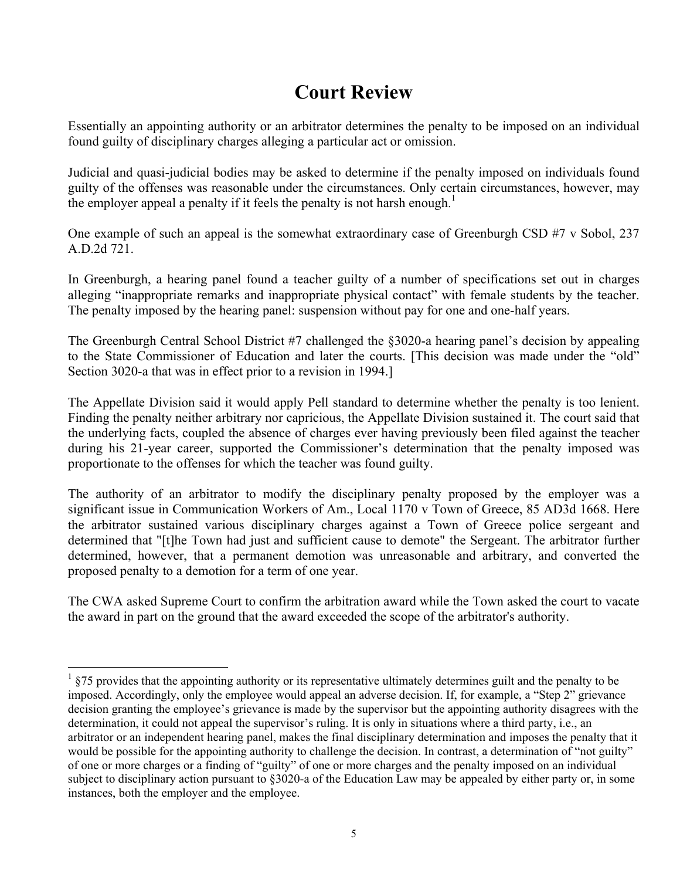# Court Review

Essentially an appointing authority or an arbitrator determines the penalty to be imposed on an individual found guilty of disciplinary charges alleging a particular act or omission.

Judicial and quasi-judicial bodies may be asked to determine if the penalty imposed on individuals found guilty of the offenses was reasonable under the circumstances. Only certain circumstances, however, may the employer appeal a penalty if it feels the penalty is not harsh enough.[1]

One example of such an appeal is the somewhat extraordinary case of Greenburgh CSD #7 v Sobol, 237 A.D.2d 721.

In Greenburgh, a hearing panel found a teacher guilty of a number of specifications set out in charges alleging "inappropriate remarks and inappropriate physical contact" with female students by the teacher. The penalty imposed by the hearing panel: suspension without pay for one and one-half years.

The Greenburgh Central School District #7 challenged the §3020-a hearing panel's decision by appealing to the State Commissioner of Education and later the courts. [This decision was made under the "old" Section 3020-a that was in effect prior to a revision in 1994.]

The Appellate Division said it would apply Pell standard to determine whether the penalty is too lenient. Finding the penalty neither arbitrary nor capricious, the Appellate Division sustained it. The court said that the underlying facts, coupled the absence of charges ever having previously been filed against the teacher during his 21-year career, supported the Commissioner's determination that the penalty imposed was proportionate to the offenses for which the teacher was found guilty.

The authority of an arbitrator to modify the disciplinary penalty proposed by the employer was a significant issue in Communication Workers of Am., Local 1170 v Town of Greece, 85 AD3d 1668. Here the arbitrator sustained various disciplinary charges against a Town of Greece police sergeant and determined that "[t]he Town had just and sufficient cause to demote" the Sergeant. The arbitrator further determined, however, that a permanent demotion was unreasonable and arbitrary, and converted the proposed penalty to a demotion for a term of one year.

The CWA asked Supreme Court to confirm the arbitration award while the Town asked the court to vacate the award in part on the ground that the award exceeded the scope of the arbitrator's authority.

---

[1] §75 provides that the appointing authority or its representative ultimately determines guilt and the penalty to be imposed. Accordingly, only the employee would appeal an adverse decision. If, for example, a "Step 2" grievance decision granting the employee's grievance is made by the supervisor but the appointing authority disagrees with the determination, it could not appeal the supervisor's ruling. It is only in situations where a third party, i.e., an arbitrator or an independent hearing panel, makes the final disciplinary determination and imposes the penalty that it would be possible for the appointing authority to challenge the decision. In contrast, a determination of "not guilty" of one or more charges or a finding of "guilty" of one or more charges and the penalty imposed on an individual subject to disciplinary action pursuant to §3020-a of the Education Law may be appealed by either party or, in some instances, both the employer and the employee.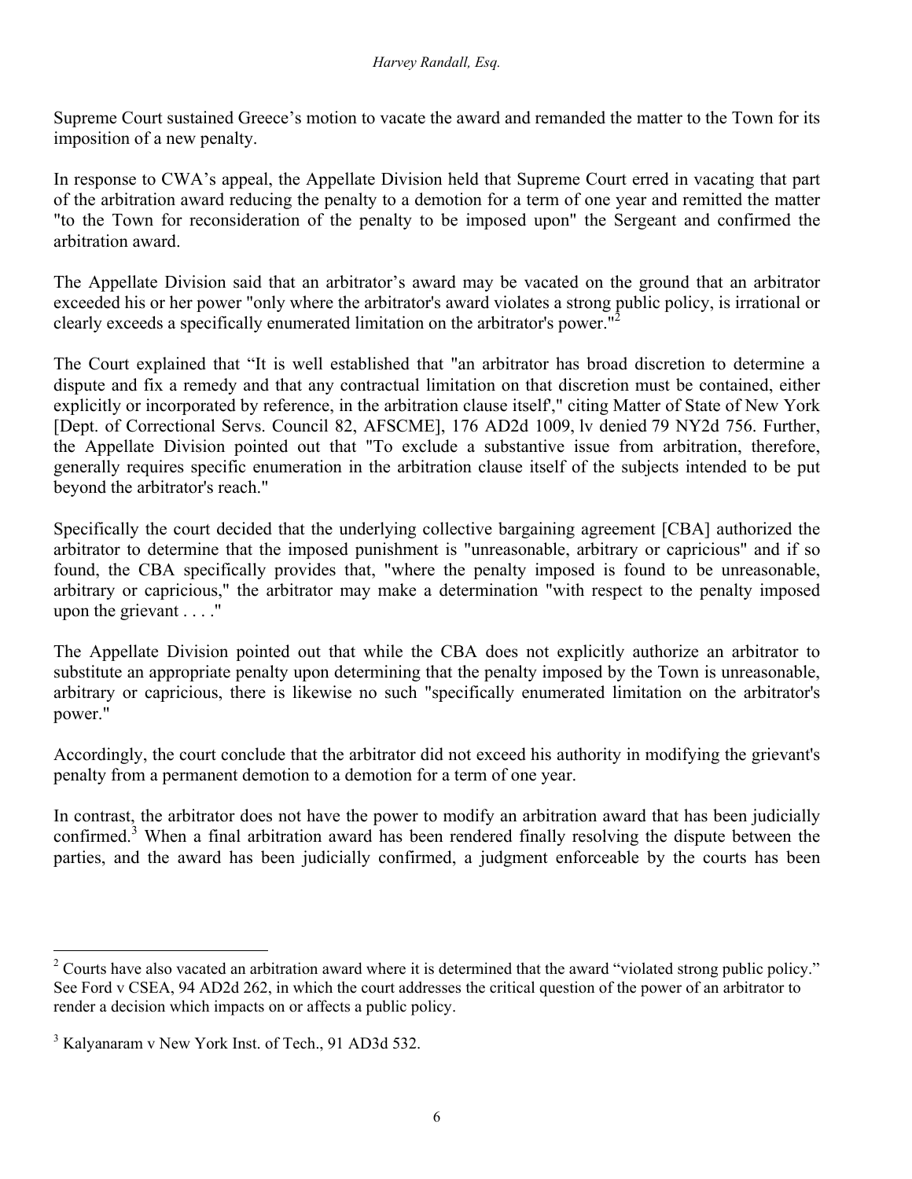Supreme Court sustained Greece's motion to vacate the award and remanded the matter to the Town for its imposition of a new penalty.

In response to CWA's appeal, the Appellate Division held that Supreme Court erred in vacating that part of the arbitration award reducing the penalty to a demotion for a term of one year and remitted the matter "to the Town for reconsideration of the penalty to be imposed upon" the Sergeant and confirmed the arbitration award.

The Appellate Division said that an arbitrator's award may be vacated on the ground that an arbitrator exceeded his or her power "only where the arbitrator's award violates a strong public policy, is irrational or clearly exceeds a specifically enumerated limitation on the arbitrator's power."[2]

The Court explained that "It is well established that "an arbitrator has broad discretion to determine a dispute and fix a remedy and that any contractual limitation on that discretion must be contained, either explicitly or incorporated by reference, in the arbitration clause itself'," citing Matter of State of New York [Dept. of Correctional Servs. Council 82, AFSCME], 176 AD2d 1009, lv denied 79 NY2d 756. Further, the Appellate Division pointed out that "To exclude a substantive issue from arbitration, therefore, generally requires specific enumeration in the arbitration clause itself of the subjects intended to be put beyond the arbitrator's reach."

Specifically the court decided that the underlying collective bargaining agreement [CBA] authorized the arbitrator to determine that the imposed punishment is "unreasonable, arbitrary or capricious" and if so found, the CBA specifically provides that, "where the penalty imposed is found to be unreasonable, arbitrary or capricious," the arbitrator may make a determination "with respect to the penalty imposed upon the grievant . . . ."

The Appellate Division pointed out that while the CBA does not explicitly authorize an arbitrator to substitute an appropriate penalty upon determining that the penalty imposed by the Town is unreasonable, arbitrary or capricious, there is likewise no such "specifically enumerated limitation on the arbitrator's power."

Accordingly, the court conclude that the arbitrator did not exceed his authority in modifying the grievant's penalty from a permanent demotion to a demotion for a term of one year.

In contrast, the arbitrator does not have the power to modify an arbitration award that has been judicially confirmed.[3] When a final arbitration award has been rendered finally resolving the dispute between the parties, and the award has been judicially confirmed, a judgment enforceable by the courts has been

---

[2] Courts have also vacated an arbitration award where it is determined that the award "violated strong public policy." See Ford v CSEA, 94 AD2d 262, in which the court addresses the critical question of the power of an arbitrator to render a decision which impacts on or affects a public policy.

[3] Kalyanaram v New York Inst. of Tech., 91 AD3d 532.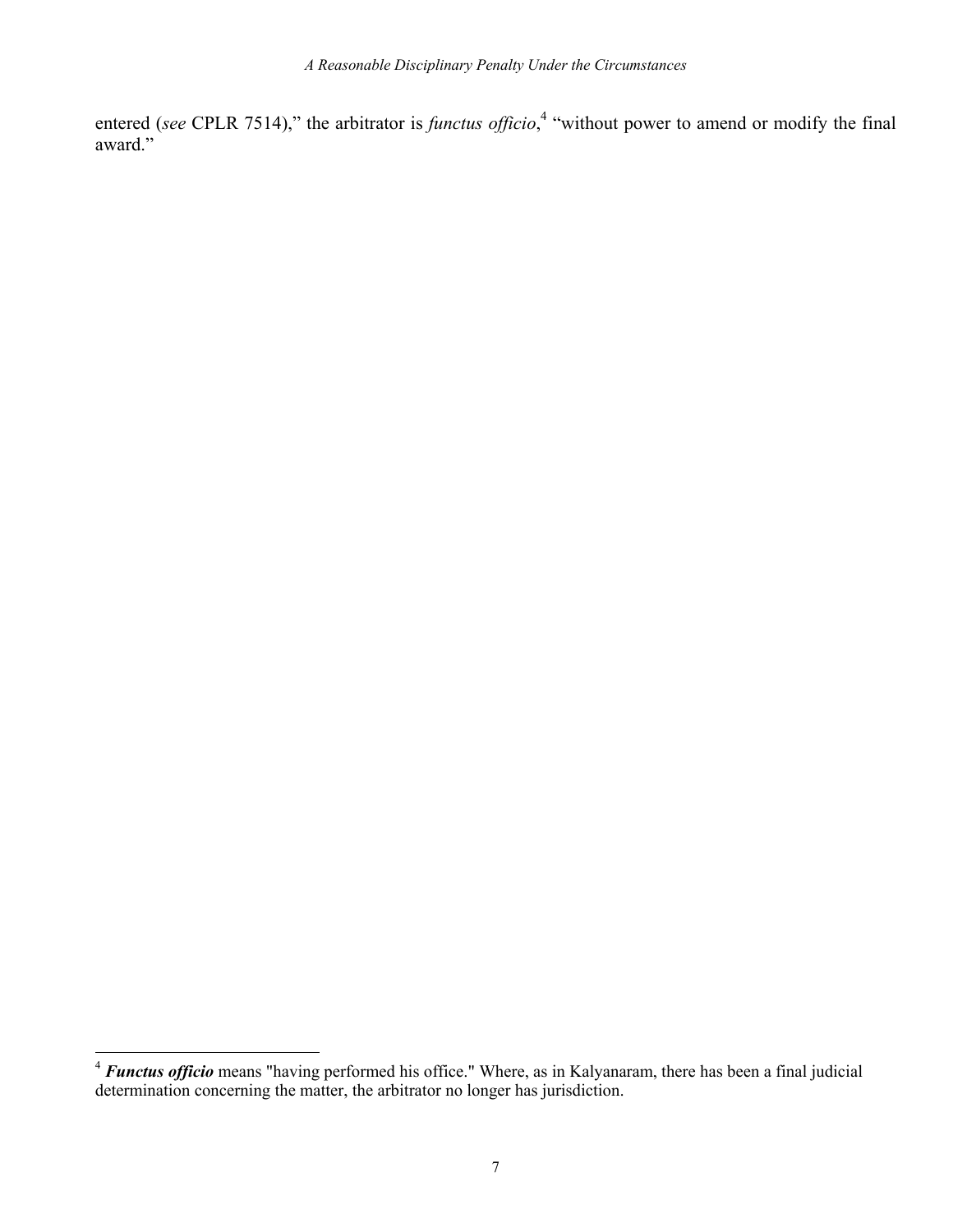entered (*see* CPLR 7514)," the arbitrator is *functus officio*,[4] "without power to amend or modify the final award."

[4] ***Functus officio*** means "having performed his office." Where, as in Kalyanaram, there has been a final judicial determination concerning the matter, the arbitrator no longer has jurisdiction.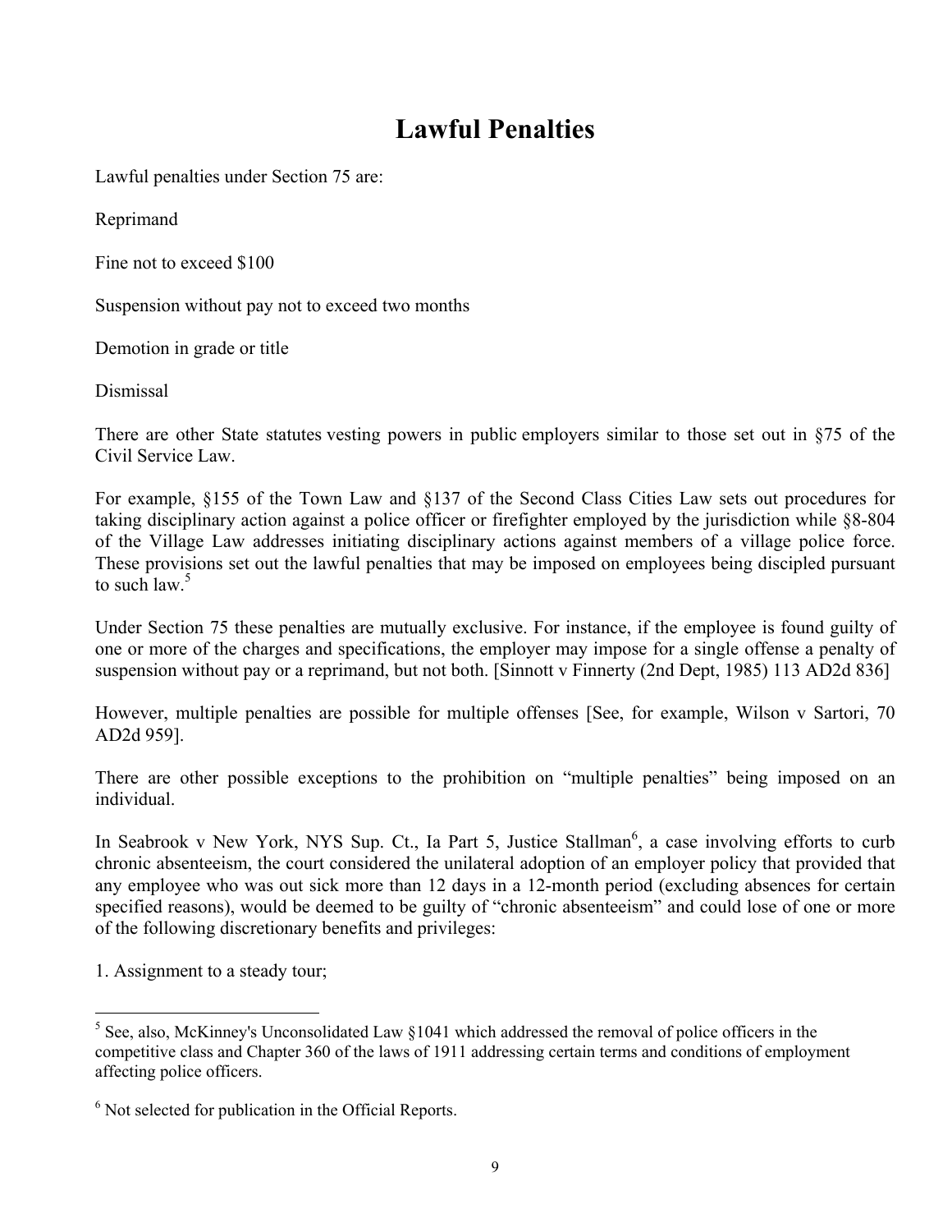# Lawful Penalties

Lawful penalties under Section 75 are:

Reprimand

Fine not to exceed $100

Suspension without pay not to exceed two months

Demotion in grade or title

Dismissal

There are other State statutes vesting powers in public employers similar to those set out in §75 of the Civil Service Law.

For example, §155 of the Town Law and §137 of the Second Class Cities Law sets out procedures for taking disciplinary action against a police officer or firefighter employed by the jurisdiction while §8-804 of the Village Law addresses initiating disciplinary actions against members of a village police force. These provisions set out the lawful penalties that may be imposed on employees being discipled pursuant to such law.[5]

Under Section 75 these penalties are mutually exclusive. For instance, if the employee is found guilty of one or more of the charges and specifications, the employer may impose for a single offense a penalty of suspension without pay or a reprimand, but not both. [Sinnott v Finnerty (2nd Dept, 1985) 113 AD2d 836]

However, multiple penalties are possible for multiple offenses [See, for example, Wilson v Sartori, 70 AD2d 959].

There are other possible exceptions to the prohibition on "multiple penalties" being imposed on an individual.

In Seabrook v New York, NYS Sup. Ct., Ia Part 5, Justice Stallman[6], a case involving efforts to curb chronic absenteeism, the court considered the unilateral adoption of an employer policy that provided that any employee who was out sick more than 12 days in a 12-month period (excluding absences for certain specified reasons), would be deemed to be guilty of "chronic absenteeism" and could lose of one or more of the following discretionary benefits and privileges:

1. Assignment to a steady tour;

---

[5] See, also, McKinney's Unconsolidated Law §1041 which addressed the removal of police officers in the competitive class and Chapter 360 of the laws of 1911 addressing certain terms and conditions of employment affecting police officers.

[6] Not selected for publication in the Official Reports.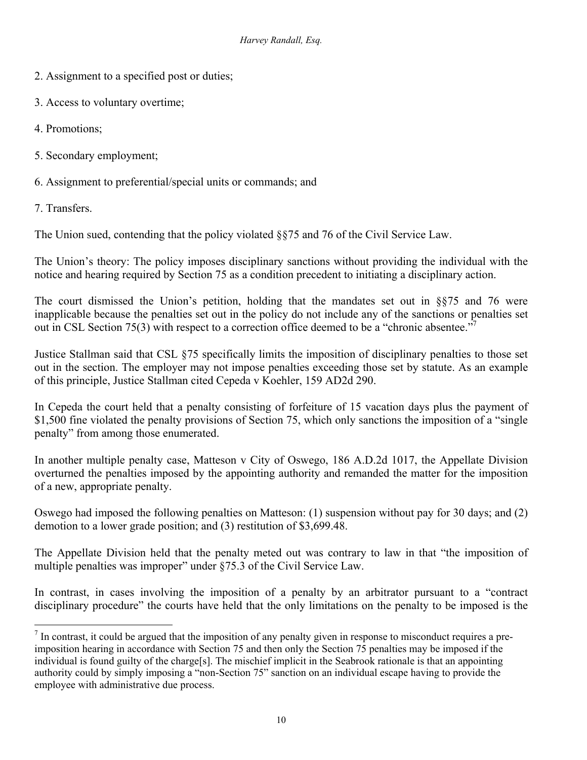2. Assignment to a specified post or duties;

3. Access to voluntary overtime;

4. Promotions;

5. Secondary employment;

6. Assignment to preferential/special units or commands; and

7. Transfers.

The Union sued, contending that the policy violated §§75 and 76 of the Civil Service Law.

The Union's theory: The policy imposes disciplinary sanctions without providing the individual with the notice and hearing required by Section 75 as a condition precedent to initiating a disciplinary action.

The court dismissed the Union's petition, holding that the mandates set out in §§75 and 76 were inapplicable because the penalties set out in the policy do not include any of the sanctions or penalties set out in CSL Section 75(3) with respect to a correction office deemed to be a "chronic absentee."[7]

Justice Stallman said that CSL §75 specifically limits the imposition of disciplinary penalties to those set out in the section. The employer may not impose penalties exceeding those set by statute. As an example of this principle, Justice Stallman cited Cepeda v Koehler, 159 AD2d 290.

In Cepeda the court held that a penalty consisting of forfeiture of 15 vacation days plus the payment of $1,500 fine violated the penalty provisions of Section 75, which only sanctions the imposition of a "single penalty" from among those enumerated.

In another multiple penalty case, Matteson v City of Oswego, 186 A.D.2d 1017, the Appellate Division overturned the penalties imposed by the appointing authority and remanded the matter for the imposition of a new, appropriate penalty.

Oswego had imposed the following penalties on Matteson: (1) suspension without pay for 30 days; and (2) demotion to a lower grade position; and (3) restitution of $3,699.48.

The Appellate Division held that the penalty meted out was contrary to law in that "the imposition of multiple penalties was improper" under §75.3 of the Civil Service Law.

In contrast, in cases involving the imposition of a penalty by an arbitrator pursuant to a "contract disciplinary procedure" the courts have held that the only limitations on the penalty to be imposed is the

[7] In contrast, it could be argued that the imposition of any penalty given in response to misconduct requires a pre-imposition hearing in accordance with Section 75 and then only the Section 75 penalties may be imposed if the individual is found guilty of the charge[s]. The mischief implicit in the Seabrook rationale is that an appointing authority could by simply imposing a "non-Section 75" sanction on an individual escape having to provide the employee with administrative due process.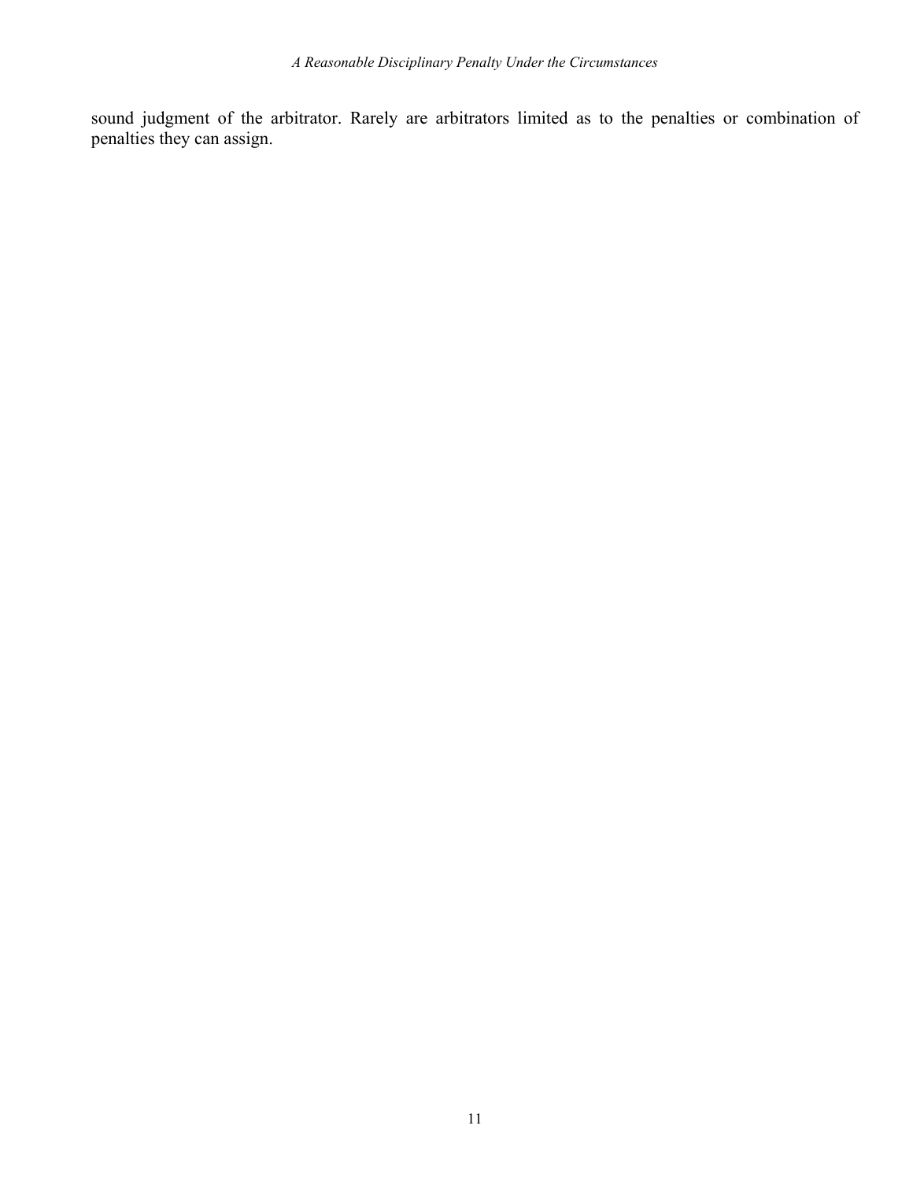sound judgment of the arbitrator. Rarely are arbitrators limited as to the penalties or combination of penalties they can assign.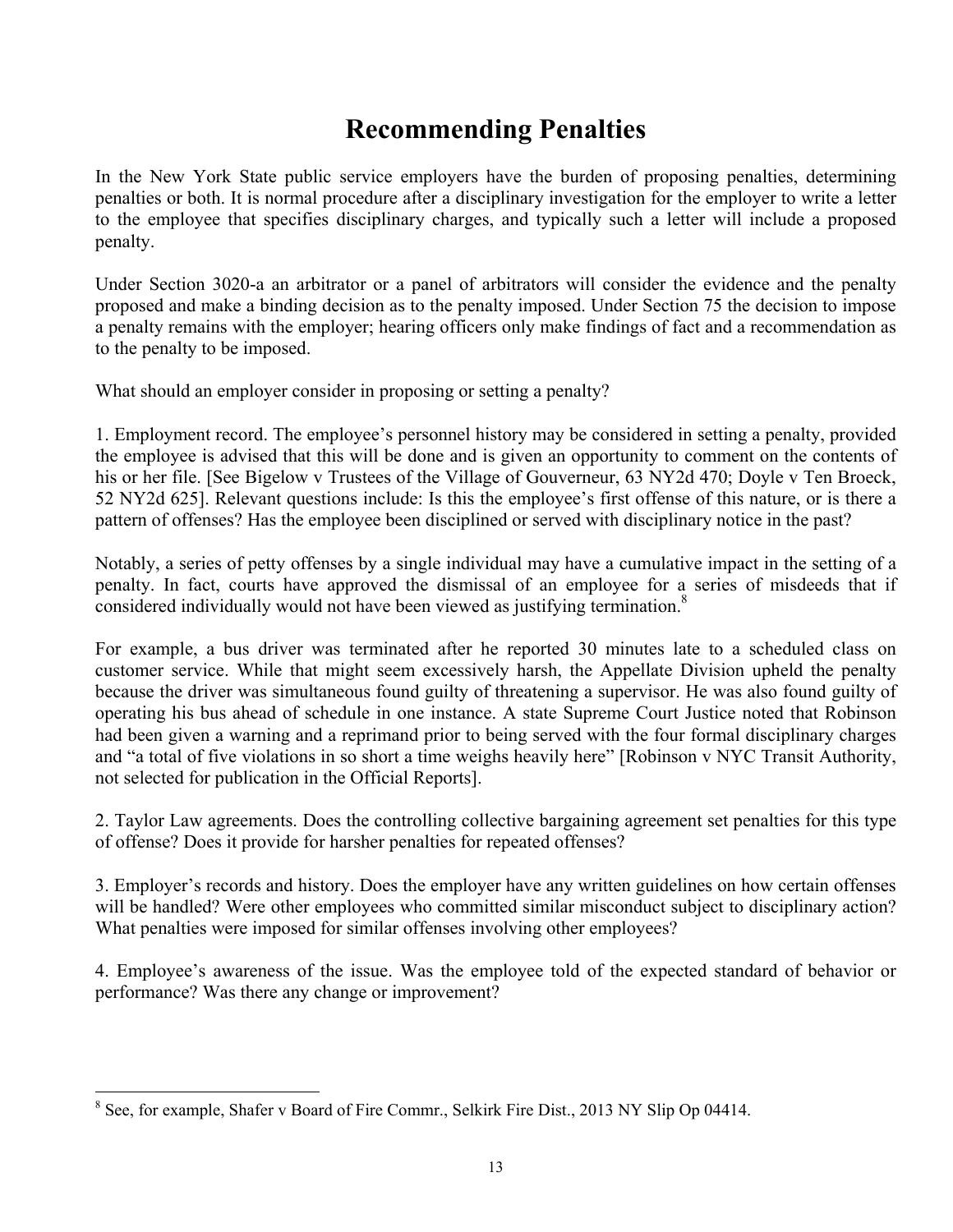# Recommending Penalties

In the New York State public service employers have the burden of proposing penalties, determining penalties or both. It is normal procedure after a disciplinary investigation for the employer to write a letter to the employee that specifies disciplinary charges, and typically such a letter will include a proposed penalty.

Under Section 3020-a an arbitrator or a panel of arbitrators will consider the evidence and the penalty proposed and make a binding decision as to the penalty imposed. Under Section 75 the decision to impose a penalty remains with the employer; hearing officers only make findings of fact and a recommendation as to the penalty to be imposed.

What should an employer consider in proposing or setting a penalty?

1. Employment record. The employee's personnel history may be considered in setting a penalty, provided the employee is advised that this will be done and is given an opportunity to comment on the contents of his or her file. [See Bigelow v Trustees of the Village of Gouverneur, 63 NY2d 470; Doyle v Ten Broeck, 52 NY2d 625]. Relevant questions include: Is this the employee's first offense of this nature, or is there a pattern of offenses? Has the employee been disciplined or served with disciplinary notice in the past?

Notably, a series of petty offenses by a single individual may have a cumulative impact in the setting of a penalty. In fact, courts have approved the dismissal of an employee for a series of misdeeds that if considered individually would not have been viewed as justifying termination.[8]

For example, a bus driver was terminated after he reported 30 minutes late to a scheduled class on customer service. While that might seem excessively harsh, the Appellate Division upheld the penalty because the driver was simultaneous found guilty of threatening a supervisor. He was also found guilty of operating his bus ahead of schedule in one instance. A state Supreme Court Justice noted that Robinson had been given a warning and a reprimand prior to being served with the four formal disciplinary charges and "a total of five violations in so short a time weighs heavily here" [Robinson v NYC Transit Authority, not selected for publication in the Official Reports].

2. Taylor Law agreements. Does the controlling collective bargaining agreement set penalties for this type of offense? Does it provide for harsher penalties for repeated offenses?

3. Employer's records and history. Does the employer have any written guidelines on how certain offenses will be handled? Were other employees who committed similar misconduct subject to disciplinary action? What penalties were imposed for similar offenses involving other employees?

4. Employee's awareness of the issue. Was the employee told of the expected standard of behavior or performance? Was there any change or improvement?

---

[8] See, for example, Shafer v Board of Fire Commr., Selkirk Fire Dist., 2013 NY Slip Op 04414.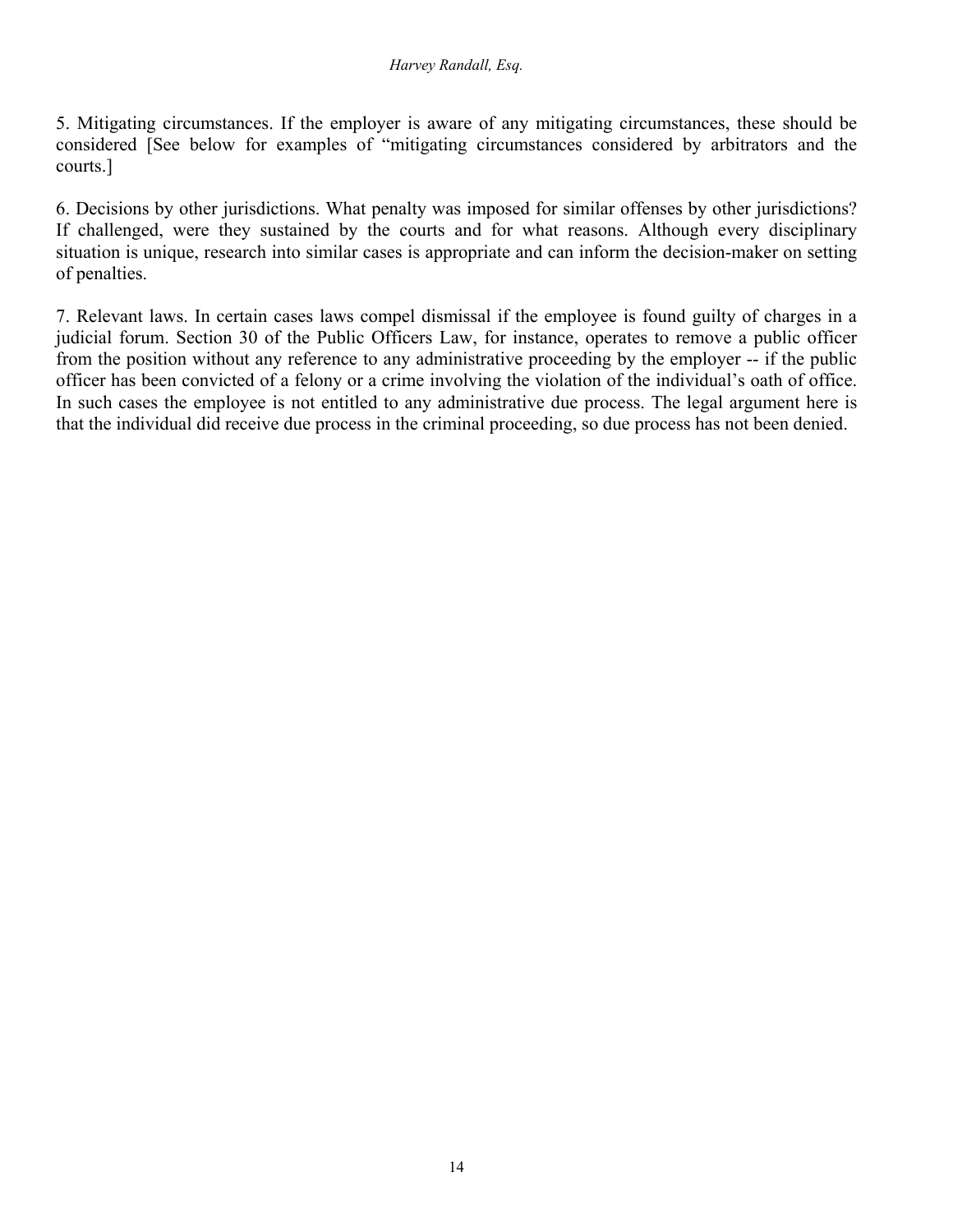5. Mitigating circumstances. If the employer is aware of any mitigating circumstances, these should be considered [See below for examples of "mitigating circumstances considered by arbitrators and the courts.]

6. Decisions by other jurisdictions. What penalty was imposed for similar offenses by other jurisdictions? If challenged, were they sustained by the courts and for what reasons. Although every disciplinary situation is unique, research into similar cases is appropriate and can inform the decision-maker on setting of penalties.

7. Relevant laws. In certain cases laws compel dismissal if the employee is found guilty of charges in a judicial forum. Section 30 of the Public Officers Law, for instance, operates to remove a public officer from the position without any reference to any administrative proceeding by the employer -- if the public officer has been convicted of a felony or a crime involving the violation of the individual's oath of office. In such cases the employee is not entitled to any administrative due process. The legal argument here is that the individual did receive due process in the criminal proceeding, so due process has not been denied.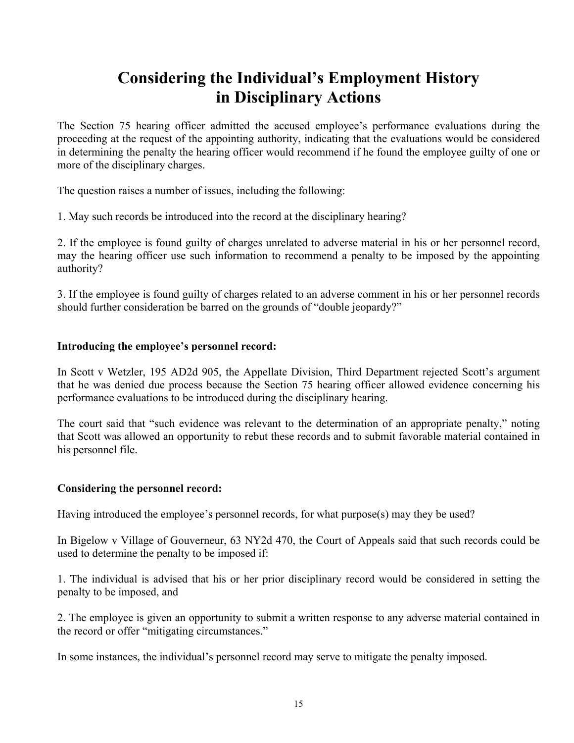# Considering the Individual's Employment History in Disciplinary Actions

The Section 75 hearing officer admitted the accused employee's performance evaluations during the proceeding at the request of the appointing authority, indicating that the evaluations would be considered in determining the penalty the hearing officer would recommend if he found the employee guilty of one or more of the disciplinary charges.

The question raises a number of issues, including the following:

1. May such records be introduced into the record at the disciplinary hearing?

2. If the employee is found guilty of charges unrelated to adverse material in his or her personnel record, may the hearing officer use such information to recommend a penalty to be imposed by the appointing authority?

3. If the employee is found guilty of charges related to an adverse comment in his or her personnel records should further consideration be barred on the grounds of "double jeopardy?"

**Introducing the employee's personnel record:**

In Scott v Wetzler, 195 AD2d 905, the Appellate Division, Third Department rejected Scott's argument that he was denied due process because the Section 75 hearing officer allowed evidence concerning his performance evaluations to be introduced during the disciplinary hearing.

The court said that "such evidence was relevant to the determination of an appropriate penalty," noting that Scott was allowed an opportunity to rebut these records and to submit favorable material contained in his personnel file.

**Considering the personnel record:**

Having introduced the employee's personnel records, for what purpose(s) may they be used?

In Bigelow v Village of Gouverneur, 63 NY2d 470, the Court of Appeals said that such records could be used to determine the penalty to be imposed if:

1. The individual is advised that his or her prior disciplinary record would be considered in setting the penalty to be imposed, and

2. The employee is given an opportunity to submit a written response to any adverse material contained in the record or offer "mitigating circumstances."

In some instances, the individual's personnel record may serve to mitigate the penalty imposed.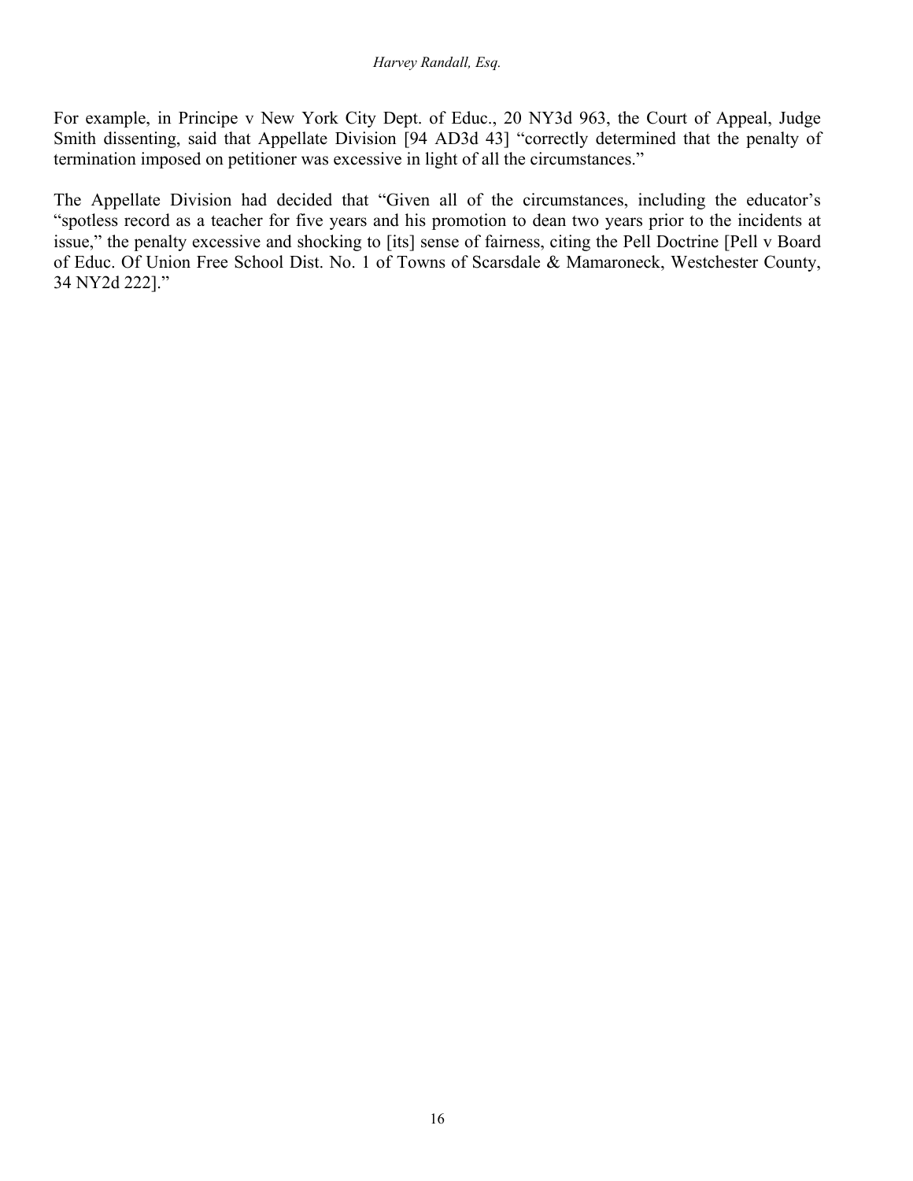For example, in Principe v New York City Dept. of Educ., 20 NY3d 963, the Court of Appeal, Judge Smith dissenting, said that Appellate Division [94 AD3d 43] "correctly determined that the penalty of termination imposed on petitioner was excessive in light of all the circumstances."

The Appellate Division had decided that "Given all of the circumstances, including the educator's "spotless record as a teacher for five years and his promotion to dean two years prior to the incidents at issue," the penalty excessive and shocking to [its] sense of fairness, citing the Pell Doctrine [Pell v Board of Educ. Of Union Free School Dist. No. 1 of Towns of Scarsdale & Mamaroneck, Westchester County, 34 NY2d 222]."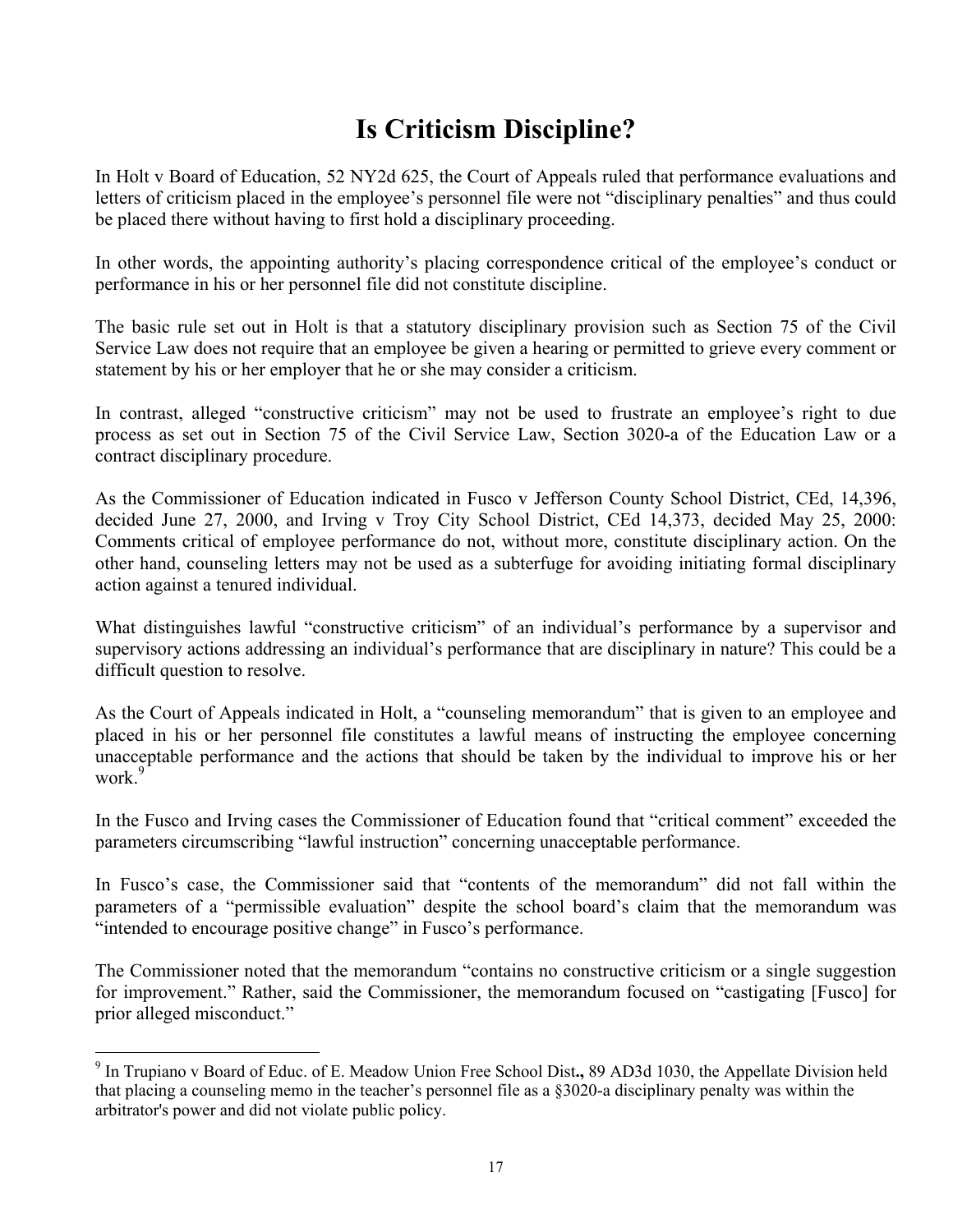# Is Criticism Discipline?

In Holt v Board of Education, 52 NY2d 625, the Court of Appeals ruled that performance evaluations and letters of criticism placed in the employee's personnel file were not "disciplinary penalties" and thus could be placed there without having to first hold a disciplinary proceeding.

In other words, the appointing authority's placing correspondence critical of the employee's conduct or performance in his or her personnel file did not constitute discipline.

The basic rule set out in Holt is that a statutory disciplinary provision such as Section 75 of the Civil Service Law does not require that an employee be given a hearing or permitted to grieve every comment or statement by his or her employer that he or she may consider a criticism.

In contrast, alleged "constructive criticism" may not be used to frustrate an employee's right to due process as set out in Section 75 of the Civil Service Law, Section 3020-a of the Education Law or a contract disciplinary procedure.

As the Commissioner of Education indicated in Fusco v Jefferson County School District, CEd, 14,396, decided June 27, 2000, and Irving v Troy City School District, CEd 14,373, decided May 25, 2000: Comments critical of employee performance do not, without more, constitute disciplinary action. On the other hand, counseling letters may not be used as a subterfuge for avoiding initiating formal disciplinary action against a tenured individual.

What distinguishes lawful "constructive criticism" of an individual's performance by a supervisor and supervisory actions addressing an individual's performance that are disciplinary in nature? This could be a difficult question to resolve.

As the Court of Appeals indicated in Holt, a "counseling memorandum" that is given to an employee and placed in his or her personnel file constitutes a lawful means of instructing the employee concerning unacceptable performance and the actions that should be taken by the individual to improve his or her work.[9]

In the Fusco and Irving cases the Commissioner of Education found that "critical comment" exceeded the parameters circumscribing "lawful instruction" concerning unacceptable performance.

In Fusco's case, the Commissioner said that "contents of the memorandum" did not fall within the parameters of a "permissible evaluation" despite the school board's claim that the memorandum was "intended to encourage positive change" in Fusco's performance.

The Commissioner noted that the memorandum "contains no constructive criticism or a single suggestion for improvement." Rather, said the Commissioner, the memorandum focused on "castigating [Fusco] for prior alleged misconduct."

---

[9] In Trupiano v Board of Educ. of E. Meadow Union Free School Dist**.,** 89 AD3d 1030, the Appellate Division held that placing a counseling memo in the teacher's personnel file as a §3020-a disciplinary penalty was within the arbitrator's power and did not violate public policy.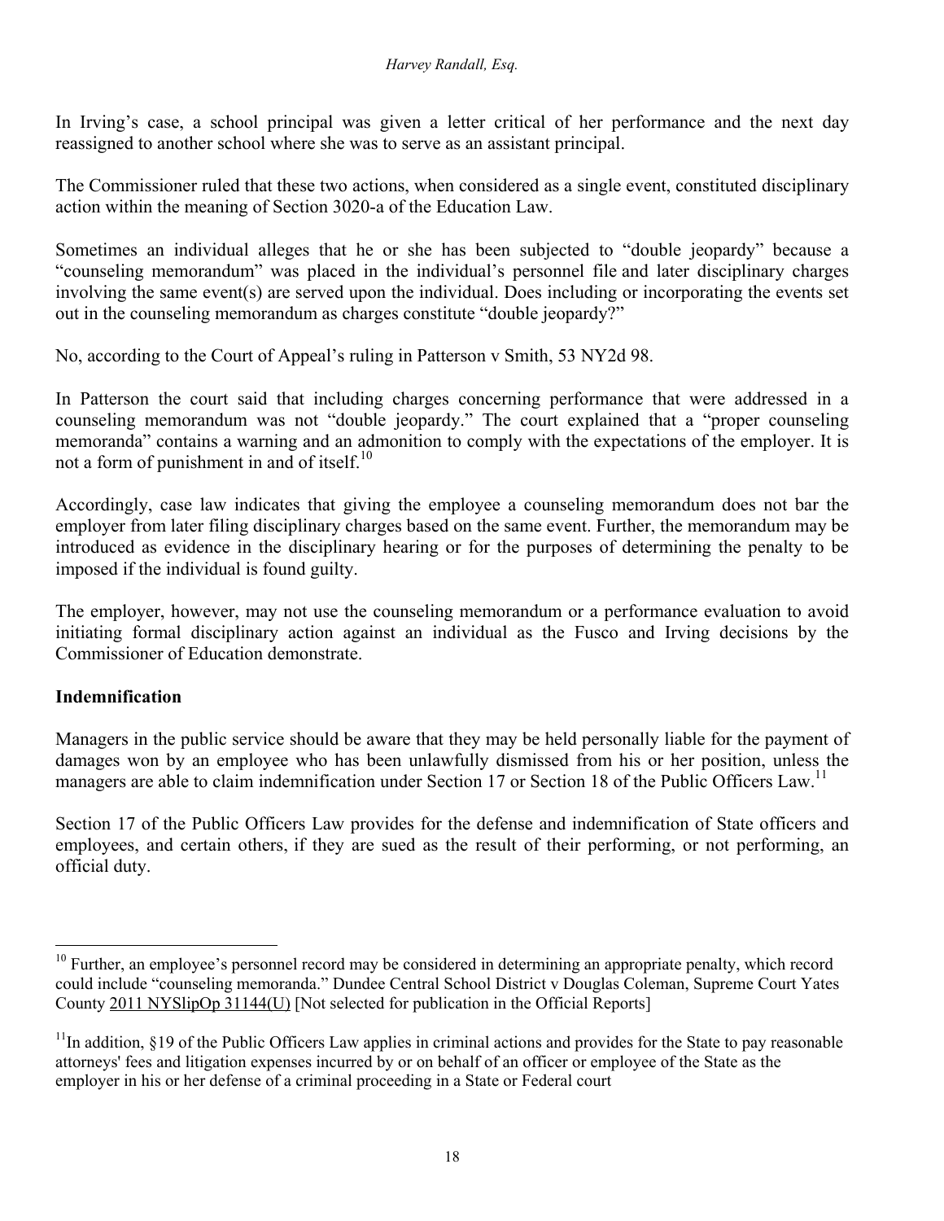In Irving's case, a school principal was given a letter critical of her performance and the next day reassigned to another school where she was to serve as an assistant principal.

The Commissioner ruled that these two actions, when considered as a single event, constituted disciplinary action within the meaning of Section 3020-a of the Education Law.

Sometimes an individual alleges that he or she has been subjected to "double jeopardy" because a "counseling memorandum" was placed in the individual's personnel file and later disciplinary charges involving the same event(s) are served upon the individual. Does including or incorporating the events set out in the counseling memorandum as charges constitute "double jeopardy?"

No, according to the Court of Appeal's ruling in Patterson v Smith, 53 NY2d 98.

In Patterson the court said that including charges concerning performance that were addressed in a counseling memorandum was not "double jeopardy." The court explained that a "proper counseling memoranda" contains a warning and an admonition to comply with the expectations of the employer. It is not a form of punishment in and of itself.[10]

Accordingly, case law indicates that giving the employee a counseling memorandum does not bar the employer from later filing disciplinary charges based on the same event. Further, the memorandum may be introduced as evidence in the disciplinary hearing or for the purposes of determining the penalty to be imposed if the individual is found guilty.

The employer, however, may not use the counseling memorandum or a performance evaluation to avoid initiating formal disciplinary action against an individual as the Fusco and Irving decisions by the Commissioner of Education demonstrate.

**Indemnification**

Managers in the public service should be aware that they may be held personally liable for the payment of damages won by an employee who has been unlawfully dismissed from his or her position, unless the managers are able to claim indemnification under Section 17 or Section 18 of the Public Officers Law.[11]

Section 17 of the Public Officers Law provides for the defense and indemnification of State officers and employees, and certain others, if they are sued as the result of their performing, or not performing, an official duty.

---

[10] Further, an employee's personnel record may be considered in determining an appropriate penalty, which record could include "counseling memoranda." Dundee Central School District v Douglas Coleman, Supreme Court Yates County 2011 NYSlipOp 31144(U) [Not selected for publication in the Official Reports]

[11] In addition, §19 of the Public Officers Law applies in criminal actions and provides for the State to pay reasonable attorneys' fees and litigation expenses incurred by or on behalf of an officer or employee of the State as the employer in his or her defense of a criminal proceeding in a State or Federal court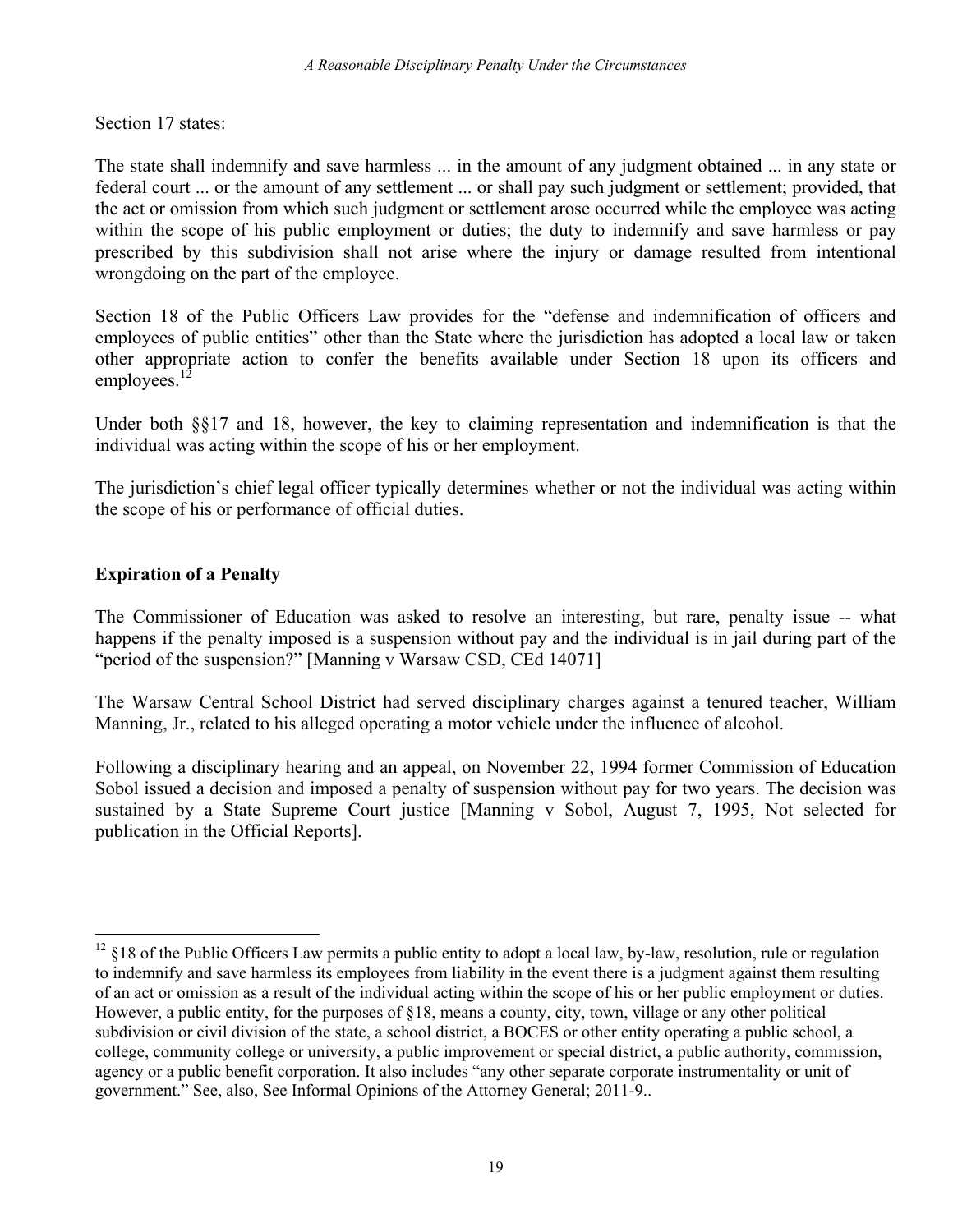Section 17 states:

The state shall indemnify and save harmless ... in the amount of any judgment obtained ... in any state or federal court ... or the amount of any settlement ... or shall pay such judgment or settlement; provided, that the act or omission from which such judgment or settlement arose occurred while the employee was acting within the scope of his public employment or duties; the duty to indemnify and save harmless or pay prescribed by this subdivision shall not arise where the injury or damage resulted from intentional wrongdoing on the part of the employee.

Section 18 of the Public Officers Law provides for the "defense and indemnification of officers and employees of public entities" other than the State where the jurisdiction has adopted a local law or taken other appropriate action to confer the benefits available under Section 18 upon its officers and employees.[12]

Under both §§17 and 18, however, the key to claiming representation and indemnification is that the individual was acting within the scope of his or her employment.

The jurisdiction's chief legal officer typically determines whether or not the individual was acting within the scope of his or performance of official duties.

**Expiration of a Penalty**

The Commissioner of Education was asked to resolve an interesting, but rare, penalty issue -- what happens if the penalty imposed is a suspension without pay and the individual is in jail during part of the "period of the suspension?" [Manning v Warsaw CSD, CEd 14071]

The Warsaw Central School District had served disciplinary charges against a tenured teacher, William Manning, Jr., related to his alleged operating a motor vehicle under the influence of alcohol.

Following a disciplinary hearing and an appeal, on November 22, 1994 former Commission of Education Sobol issued a decision and imposed a penalty of suspension without pay for two years. The decision was sustained by a State Supreme Court justice [Manning v Sobol, August 7, 1995, Not selected for publication in the Official Reports].

---

[12] §18 of the Public Officers Law permits a public entity to adopt a local law, by-law, resolution, rule or regulation to indemnify and save harmless its employees from liability in the event there is a judgment against them resulting of an act or omission as a result of the individual acting within the scope of his or her public employment or duties. However, a public entity, for the purposes of §18, means a county, city, town, village or any other political subdivision or civil division of the state, a school district, a BOCES or other entity operating a public school, a college, community college or university, a public improvement or special district, a public authority, commission, agency or a public benefit corporation. It also includes "any other separate corporate instrumentality or unit of government." See, also, See Informal Opinions of the Attorney General; 2011-9..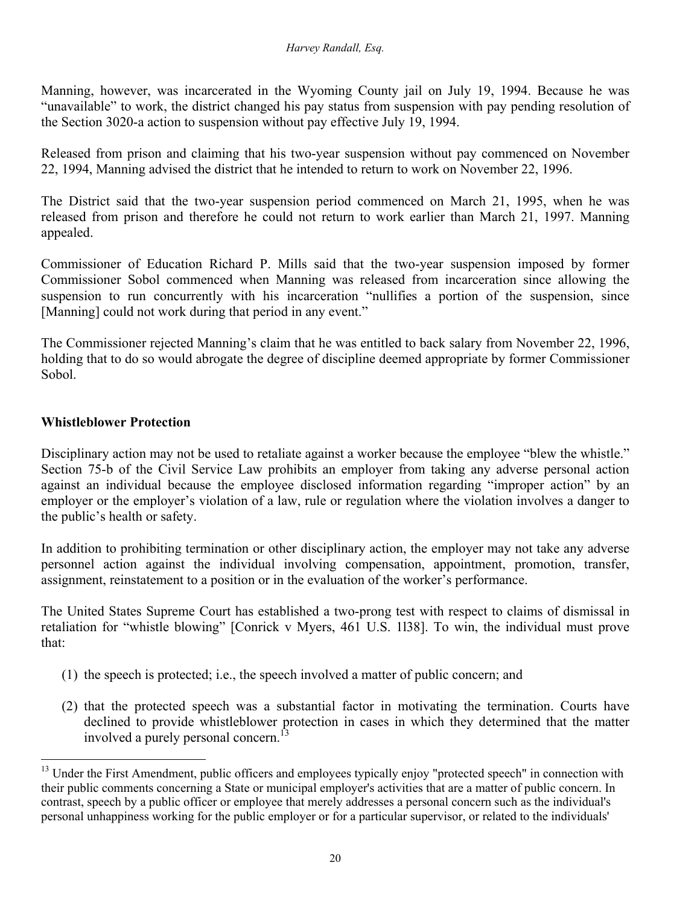Manning, however, was incarcerated in the Wyoming County jail on July 19, 1994. Because he was "unavailable" to work, the district changed his pay status from suspension with pay pending resolution of the Section 3020-a action to suspension without pay effective July 19, 1994.

Released from prison and claiming that his two-year suspension without pay commenced on November 22, 1994, Manning advised the district that he intended to return to work on November 22, 1996.

The District said that the two-year suspension period commenced on March 21, 1995, when he was released from prison and therefore he could not return to work earlier than March 21, 1997. Manning appealed.

Commissioner of Education Richard P. Mills said that the two-year suspension imposed by former Commissioner Sobol commenced when Manning was released from incarceration since allowing the suspension to run concurrently with his incarceration "nullifies a portion of the suspension, since [Manning] could not work during that period in any event."

The Commissioner rejected Manning's claim that he was entitled to back salary from November 22, 1996, holding that to do so would abrogate the degree of discipline deemed appropriate by former Commissioner Sobol.

**Whistleblower Protection**

Disciplinary action may not be used to retaliate against a worker because the employee "blew the whistle." Section 75-b of the Civil Service Law prohibits an employer from taking any adverse personal action against an individual because the employee disclosed information regarding "improper action" by an employer or the employer's violation of a law, rule or regulation where the violation involves a danger to the public's health or safety.

In addition to prohibiting termination or other disciplinary action, the employer may not take any adverse personnel action against the individual involving compensation, appointment, promotion, transfer, assignment, reinstatement to a position or in the evaluation of the worker's performance.

The United States Supreme Court has established a two-prong test with respect to claims of dismissal in retaliation for "whistle blowing" [Conrick v Myers, 461 U.S. 1l38]. To win, the individual must prove that:

(1) the speech is protected; i.e., the speech involved a matter of public concern; and

(2) that the protected speech was a substantial factor in motivating the termination. Courts have declined to provide whistleblower protection in cases in which they determined that the matter involved a purely personal concern.[13]

[13] Under the First Amendment, public officers and employees typically enjoy "protected speech" in connection with their public comments concerning a State or municipal employer's activities that are a matter of public concern. In contrast, speech by a public officer or employee that merely addresses a personal concern such as the individual's personal unhappiness working for the public employer or for a particular supervisor, or related to the individuals'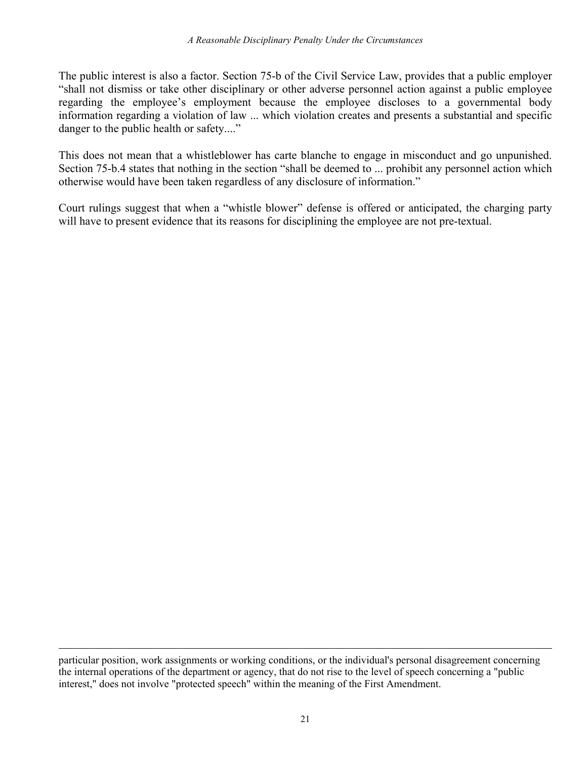The public interest is also a factor. Section 75-b of the Civil Service Law, provides that a public employer “shall not dismiss or take other disciplinary or other adverse personnel action against a public employee regarding the employee’s employment because the employee discloses to a governmental body information regarding a violation of law ... which violation creates and presents a substantial and specific danger to the public health or safety....”

This does not mean that a whistleblower has carte blanche to engage in misconduct and go unpunished. Section 75-b.4 states that nothing in the section “shall be deemed to ... prohibit any personnel action which otherwise would have been taken regardless of any disclosure of information.”

Court rulings suggest that when a “whistle blower” defense is offered or anticipated, the charging party will have to present evidence that its reasons for disciplining the employee are not pre-textual.

---

particular position, work assignments or working conditions, or the individual's personal disagreement concerning the internal operations of the department or agency, that do not rise to the level of speech concerning a "public interest," does not involve "protected speech" within the meaning of the First Amendment.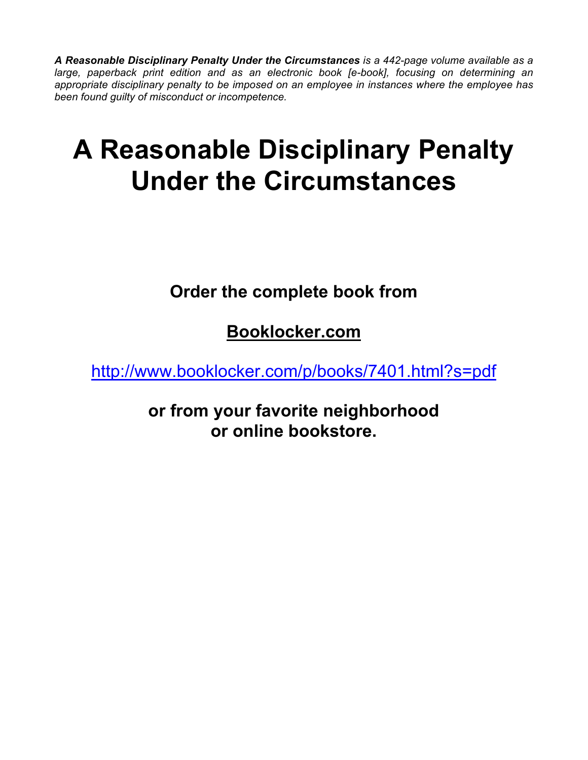***A Reasonable Disciplinary Penalty Under the Circumstances*** *is a 442-page volume available as a large, paperback print edition and as an electronic book [e-book], focusing on determining an appropriate disciplinary penalty to be imposed on an employee in instances where the employee has been found guilty of misconduct or incompetence.*

# A Reasonable Disciplinary Penalty Under the Circumstances

**Order the complete book from**

**Booklocker.com**

http://www.booklocker.com/p/books/7401.html?s=pdf

**or from your favorite neighborhood or online bookstore.**